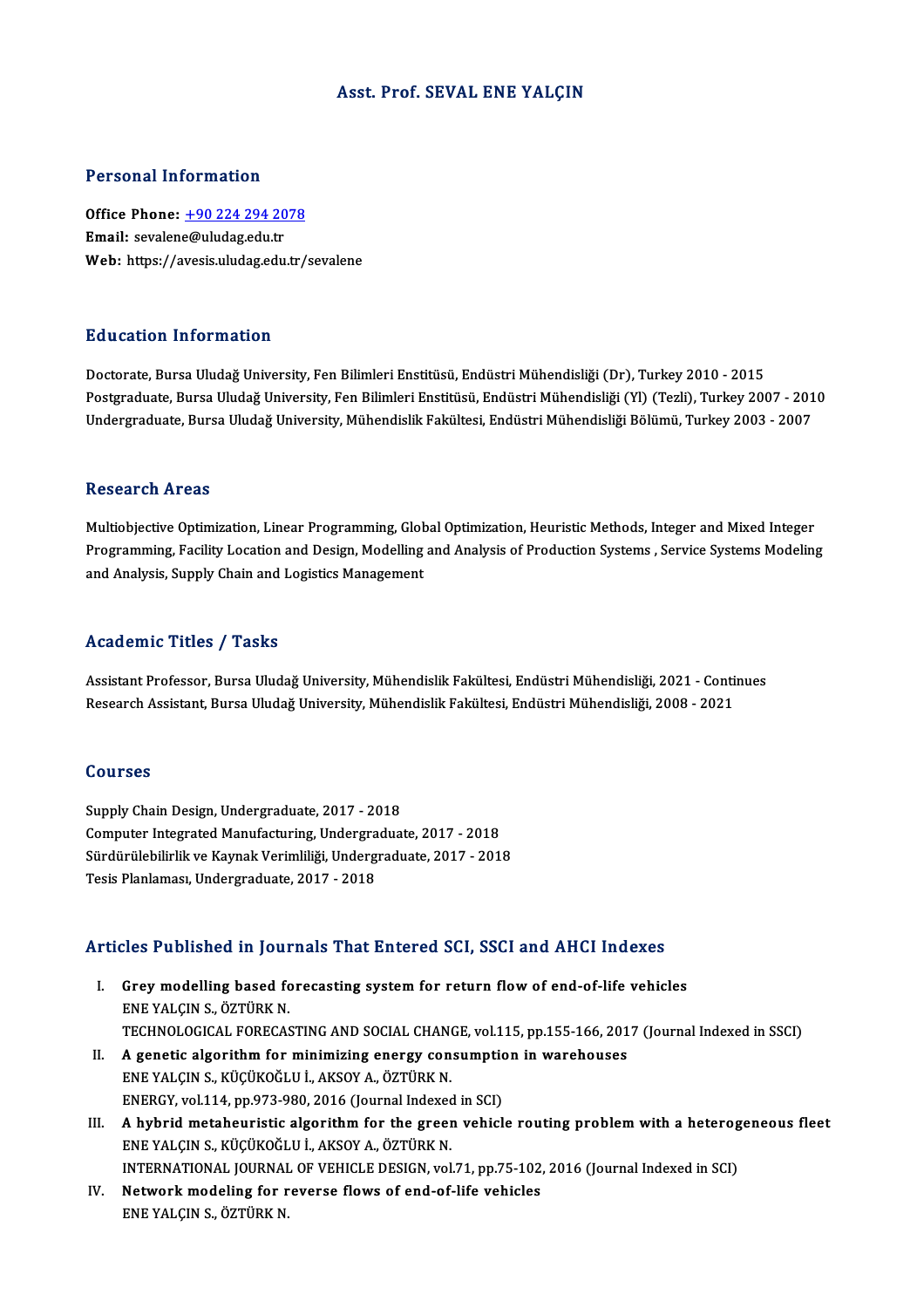# Asst. Prof. SEVAL ENE YALÇIN

## Personal Information

**Office Phone:** +90 224 294 2078
**Email:** sevalene@uludag.edu.tr
**Web:** https://avesis.uludag.edu.tr/sevalene

## Education Information

Doctorate, Bursa Uludağ University, Fen Bilimleri Enstitüsü, Endüstri Mühendisliği (Dr), Turkey 2010 - 2015
Postgraduate, Bursa Uludağ University, Fen Bilimleri Enstitüsü, Endüstri Mühendisliği (Yl) (Tezli), Turkey 2007 - 2010
Undergraduate, Bursa Uludağ University, Mühendislik Fakültesi, Endüstri Mühendisliği Bölümü, Turkey 2003 - 2007

## Research Areas

Multiobjective Optimization, Linear Programming, Global Optimization, Heuristic Methods, Integer and Mixed Integer Programming, Facility Location and Design, Modelling and Analysis of Production Systems , Service Systems Modeling and Analysis, Supply Chain and Logistics Management

## Academic Titles / Tasks

Assistant Professor, Bursa Uludağ University, Mühendislik Fakültesi, Endüstri Mühendisliği, 2021 - Continues
Research Assistant, Bursa Uludağ University, Mühendislik Fakültesi, Endüstri Mühendisliği, 2008 - 2021

## Courses

Supply Chain Design, Undergraduate, 2017 - 2018
Computer Integrated Manufacturing, Undergraduate, 2017 - 2018
Sürdürülebilirlik ve Kaynak Verimliliği, Undergraduate, 2017 - 2018
Tesis Planlaması, Undergraduate, 2017 - 2018

## Articles Published in Journals That Entered SCI, SSCI and AHCI Indexes

I. **Grey modelling based forecasting system for return flow of end-of-life vehicles**
ENE YALÇIN S., ÖZTÜRK N.
TECHNOLOGICAL FORECASTING AND SOCIAL CHANGE, vol.115, pp.155-166, 2017 (Journal Indexed in SSCI)

II. **A genetic algorithm for minimizing energy consumption in warehouses**
ENE YALÇIN S., KÜÇÜKOĞLU İ., AKSOY A., ÖZTÜRK N.
ENERGY, vol.114, pp.973-980, 2016 (Journal Indexed in SCI)

III. **A hybrid metaheuristic algorithm for the green vehicle routing problem with a heterogeneous fleet**
ENE YALÇIN S., KÜÇÜKOĞLU İ., AKSOY A., ÖZTÜRK N.
INTERNATIONAL JOURNAL OF VEHICLE DESIGN, vol.71, pp.75-102, 2016 (Journal Indexed in SCI)

IV. **Network modeling for reverse flows of end-of-life vehicles**
ENE YALÇIN S., ÖZTÜRK N.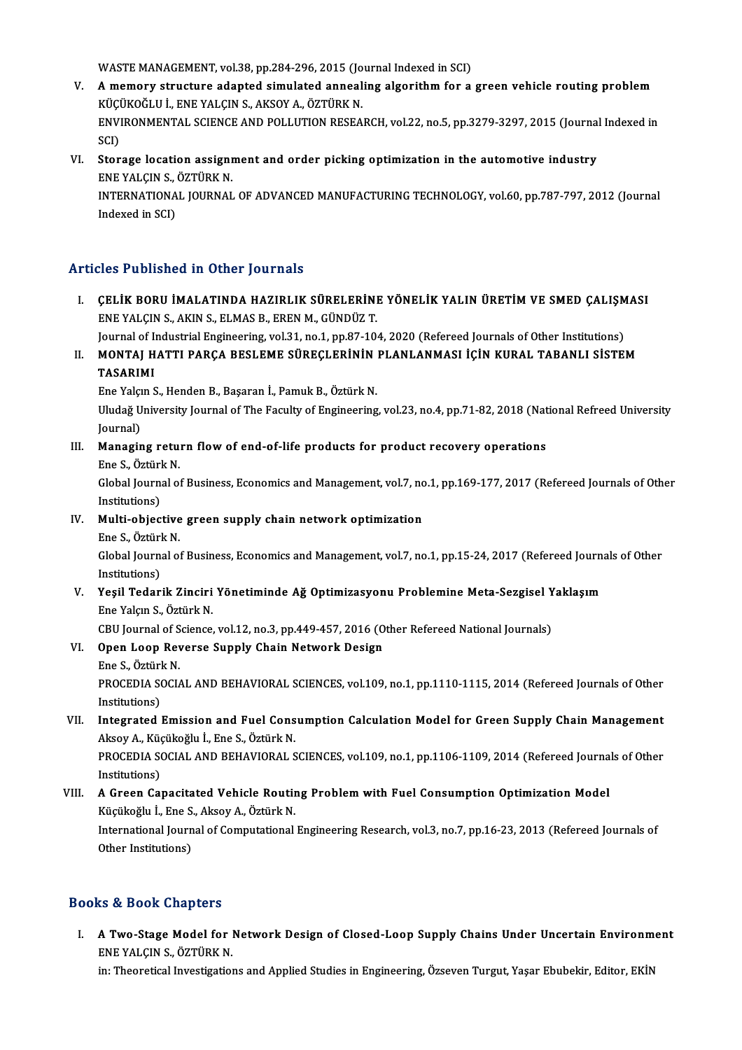WASTE MANAGEMENT, vol.38, pp.284-296, 2015 (Journal Indexed in SCI)

V. **A memory structure adapted simulated annealing algorithm for a green vehicle routing problem**
KÜÇÜKOĞLU İ., ENE YALÇIN S., AKSOY A., ÖZTÜRK N.
ENVIRONMENTAL SCIENCE AND POLLUTION RESEARCH, vol.22, no.5, pp.3279-3297, 2015 (Journal Indexed in SCI)

VI. **Storage location assignment and order picking optimization in the automotive industry**
ENE YALÇIN S., ÖZTÜRK N.
INTERNATIONAL JOURNAL OF ADVANCED MANUFACTURING TECHNOLOGY, vol.60, pp.787-797, 2012 (Journal Indexed in SCI)

## Articles Published in Other Journals

I. **ÇELİK BORU İMALATINDA HAZIRLIK SÜRELERİNE YÖNELİK YALIN ÜRETİM VE SMED ÇALIŞMASI**
ENE YALÇIN S., AKIN S., ELMAS B., EREN M., GÜNDÜZ T.
Journal of Industrial Engineering, vol.31, no.1, pp.87-104, 2020 (Refereed Journals of Other Institutions)

II. **MONTAJ HATTI PARÇA BESLEME SÜREÇLERİNİN PLANLANMASI İÇİN KURAL TABANLI SİSTEM TASARIMI**
Ene Yalçın S., Henden B., Başaran İ., Pamuk B., Öztürk N.
Uludağ University Journal of The Faculty of Engineering, vol.23, no.4, pp.71-82, 2018 (National Refreed University Journal)

III. **Managing return flow of end-of-life products for product recovery operations**
Ene S., Öztürk N.
Global Journal of Business, Economics and Management, vol.7, no.1, pp.169-177, 2017 (Refereed Journals of Other Institutions)

IV. **Multi-objective green supply chain network optimization**
Ene S., Öztürk N.
Global Journal of Business, Economics and Management, vol.7, no.1, pp.15-24, 2017 (Refereed Journals of Other Institutions)

V. **Yeşil Tedarik Zinciri Yönetiminde Ağ Optimizasyonu Problemine Meta-Sezgisel Yaklaşım**
Ene Yalçın S., Öztürk N.
CBU Journal of Science, vol.12, no.3, pp.449-457, 2016 (Other Refereed National Journals)

VI. **Open Loop Reverse Supply Chain Network Design**
Ene S., Öztürk N.
PROCEDIA SOCIAL AND BEHAVIORAL SCIENCES, vol.109, no.1, pp.1110-1115, 2014 (Refereed Journals of Other Institutions)

VII. **Integrated Emission and Fuel Consumption Calculation Model for Green Supply Chain Management**
Aksoy A., Küçükoğlu İ., Ene S., Öztürk N.
PROCEDIA SOCIAL AND BEHAVIORAL SCIENCES, vol.109, no.1, pp.1106-1109, 2014 (Refereed Journals of Other Institutions)

VIII. **A Green Capacitated Vehicle Routing Problem with Fuel Consumption Optimization Model**
Küçükoğlu İ., Ene S., Aksoy A., Öztürk N.
International Journal of Computational Engineering Research, vol.3, no.7, pp.16-23, 2013 (Refereed Journals of Other Institutions)

## Books & Book Chapters

I. **A Two-Stage Model for Network Design of Closed-Loop Supply Chains Under Uncertain Environment**
ENE YALÇIN S., ÖZTÜRK N.
in: Theoretical Investigations and Applied Studies in Engineering, Özseven Turgut, Yaşar Ebubekir, Editor, EKİN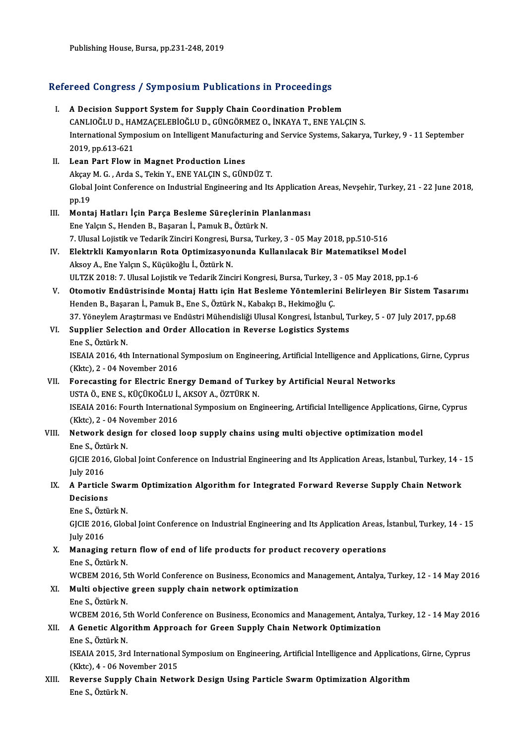Publishing House, Bursa, pp.231-248, 2019

## Refereed Congress / Symposium Publications in Proceedings

I. **A Decision Support System for Supply Chain Coordination Problem**
CANLIOĞLU D., HAMZAÇELEBİOĞLU D., GÜNGÖRMEZ O., İNKAYA T., ENE YALÇIN S.
International Symposium on Intelligent Manufacturing and Service Systems, Sakarya, Turkey, 9 - 11 September 2019, pp.613-621

II. **Lean Part Flow in Magnet Production Lines**
Akçay M. G. , Arda S., Tekin Y., ENE YALÇIN S., GÜNDÜZ T.
Global Joint Conference on Industrial Engineering and Its Application Areas, Nevşehir, Turkey, 21 - 22 June 2018, pp.19

III. **Montaj Hatları İçin Parça Besleme Süreçlerinin Planlanması**
Ene Yalçın S., Henden B., Başaran İ., Pamuk B., Öztürk N.
7. Ulusal Lojistik ve Tedarik Zinciri Kongresi, Bursa, Turkey, 3 - 05 May 2018, pp.510-516

IV. **Elektrkli Kamyonların Rota Optimizasyonunda Kullanılacak Bir Matematiksel Model**
Aksoy A., Ene Yalçın S., Küçükoğlu İ., Öztürk N.
ULTZK 2018: 7. Ulusal Lojistik ve Tedarik Zinciri Kongresi, Bursa, Turkey, 3 - 05 May 2018, pp.1-6

V. **Otomotiv Endüstrisinde Montaj Hattı için Hat Besleme Yöntemlerini Belirleyen Bir Sistem Tasarımı**
Henden B., Başaran İ., Pamuk B., Ene S., Öztürk N., Kabakçı B., Hekimoğlu Ç.
37. Yöneylem Araştırması ve Endüstri Mühendisliği Ulusal Kongresi, İstanbul, Turkey, 5 - 07 July 2017, pp.68

VI. **Supplier Selection and Order Allocation in Reverse Logistics Systems**
Ene S., Öztürk N.
ISEAIA 2016, 4th International Symposium on Engineering, Artificial Intelligence and Applications, Girne, Cyprus (Kktc), 2 - 04 November 2016

VII. **Forecasting for Electric Energy Demand of Turkey by Artificial Neural Networks**
USTA Ö., ENE S., KÜÇÜKOĞLU İ., AKSOY A., ÖZTÜRK N.
ISEAIA 2016: Fourth International Symposium on Engineering, Artificial Intelligence Applications, Girne, Cyprus (Kktc), 2 - 04 November 2016

VIII. **Network design for closed loop supply chains using multi objective optimization model**
Ene S., Öztürk N.
GJCIE 2016, Global Joint Conference on Industrial Engineering and Its Application Areas, İstanbul, Turkey, 14 - 15 July 2016

IX. **A Particle Swarm Optimization Algorithm for Integrated Forward Reverse Supply Chain Network Decisions**
Ene S., Öztürk N.
GJCIE 2016, Global Joint Conference on Industrial Engineering and Its Application Areas, İstanbul, Turkey, 14 - 15 July 2016

X. **Managing return flow of end of life products for product recovery operations**
Ene S., Öztürk N.
WCBEM 2016, 5th World Conference on Business, Economics and Management, Antalya, Turkey, 12 - 14 May 2016

XI. **Multi objective green supply chain network optimization**
Ene S., Öztürk N.
WCBEM 2016, 5th World Conference on Business, Economics and Management, Antalya, Turkey, 12 - 14 May 2016

XII. **A Genetic Algorithm Approach for Green Supply Chain Network Optimization**
Ene S., Öztürk N.
ISEAIA 2015, 3rd International Symposium on Engineering, Artificial Intelligence and Applications, Girne, Cyprus (Kktc), 4 - 06 November 2015

XIII. **Reverse Supply Chain Network Design Using Particle Swarm Optimization Algorithm**
Ene S., Öztürk N.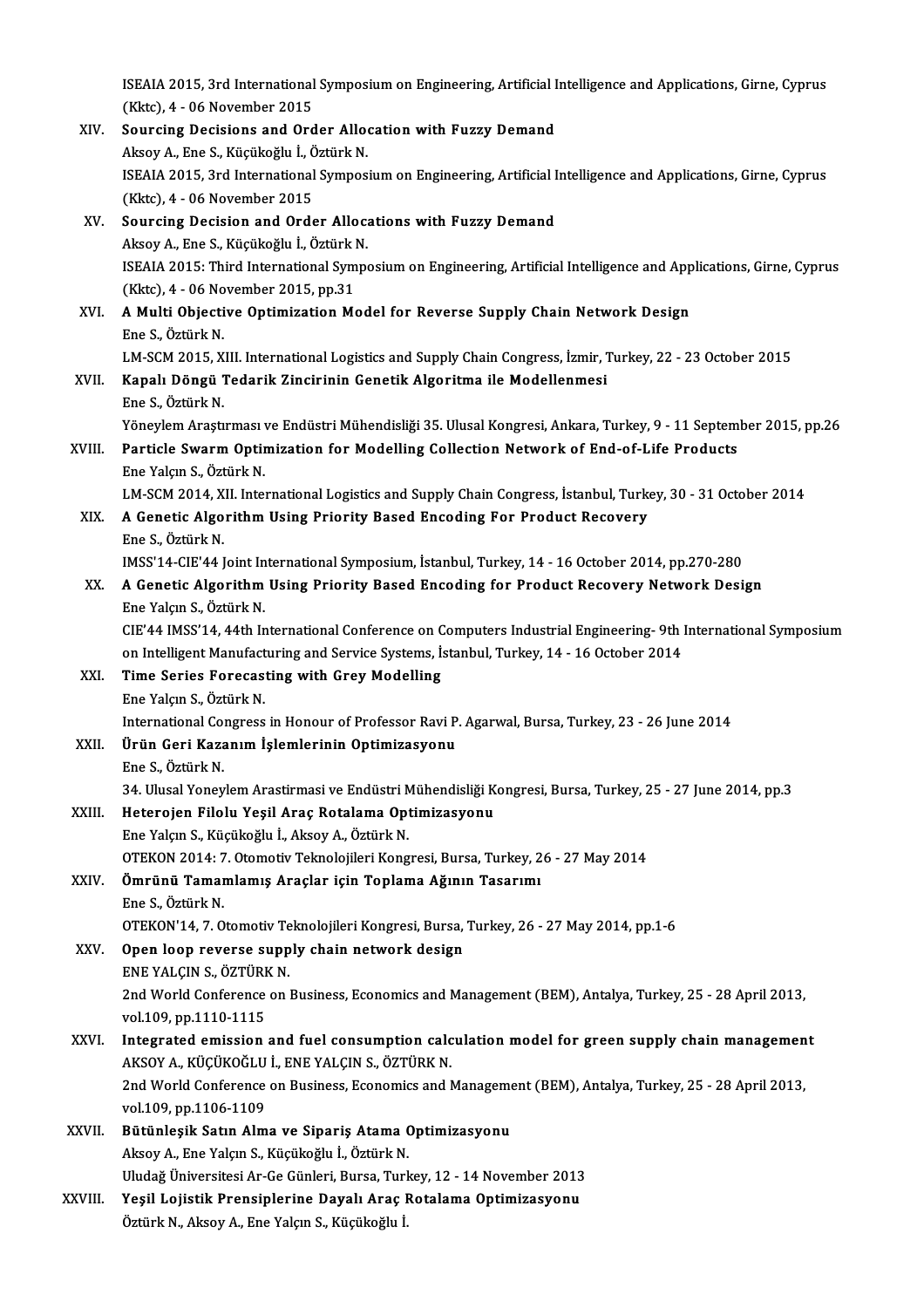ISEAIA 2015, 3rd International Symposium on Engineering, Artificial Intelligence and Applications, Girne, Cyprus (Kktc), 4 - 06 November 2015

XIV. **Sourcing Decisions and Order Allocation with Fuzzy Demand**
Aksoy A., Ene S., Küçükoğlu İ., Öztürk N.
ISEAIA 2015, 3rd International Symposium on Engineering, Artificial Intelligence and Applications, Girne, Cyprus (Kktc), 4 - 06 November 2015

XV. **Sourcing Decision and Order Allocations with Fuzzy Demand**
Aksoy A., Ene S., Küçükoğlu İ., Öztürk N.
ISEAIA 2015: Third International Symposium on Engineering, Artificial Intelligence and Applications, Girne, Cyprus (Kktc), 4 - 06 November 2015, pp.31

XVI. **A Multi Objective Optimization Model for Reverse Supply Chain Network Design**
Ene S., Öztürk N.
LM-SCM 2015, XIII. International Logistics and Supply Chain Congress, İzmir, Turkey, 22 - 23 October 2015

XVII. **Kapalı Döngü Tedarik Zincirinin Genetik Algoritma ile Modellenmesi**
Ene S., Öztürk N.
Yöneylem Araştırması ve Endüstri Mühendisliği 35. Ulusal Kongresi, Ankara, Turkey, 9 - 11 September 2015, pp.26

XVIII. **Particle Swarm Optimization for Modelling Collection Network of End-of-Life Products**
Ene Yalçın S., Öztürk N.
LM-SCM 2014, XII. International Logistics and Supply Chain Congress, İstanbul, Turkey, 30 - 31 October 2014

XIX. **A Genetic Algorithm Using Priority Based Encoding For Product Recovery**
Ene S., Öztürk N.
IMSS'14-CIE'44 Joint International Symposium, İstanbul, Turkey, 14 - 16 October 2014, pp.270-280

XX. **A Genetic Algorithm Using Priority Based Encoding for Product Recovery Network Design**
Ene Yalçın S., Öztürk N.
CIE'44 IMSS'14, 44th International Conference on Computers Industrial Engineering- 9th International Symposium on Intelligent Manufacturing and Service Systems, İstanbul, Turkey, 14 - 16 October 2014

XXI. **Time Series Forecasting with Grey Modelling**
Ene Yalçın S., Öztürk N.
International Congress in Honour of Professor Ravi P. Agarwal, Bursa, Turkey, 23 - 26 June 2014

XXII. **Ürün Geri Kazanım İşlemlerinin Optimizasyonu**
Ene S., Öztürk N.
34. Ulusal Yoneylem Arastirmasi ve Endüstri Mühendisliği Kongresi, Bursa, Turkey, 25 - 27 June 2014, pp.3

XXIII. **Heterojen Filolu Yeşil Araç Rotalama Optimizasyonu**
Ene Yalçın S., Küçükoğlu İ., Aksoy A., Öztürk N.
OTEKON 2014: 7. Otomotiv Teknolojileri Kongresi, Bursa, Turkey, 26 - 27 May 2014

XXIV. **Ömrünü Tamamlamış Araçlar için Toplama Ağının Tasarımı**
Ene S., Öztürk N.
OTEKON'14, 7. Otomotiv Teknolojileri Kongresi, Bursa, Turkey, 26 - 27 May 2014, pp.1-6

XXV. **Open loop reverse supply chain network design**
ENE YALÇIN S., ÖZTÜRK N.
2nd World Conference on Business, Economics and Management (BEM), Antalya, Turkey, 25 - 28 April 2013, vol.109, pp.1110-1115

XXVI. **Integrated emission and fuel consumption calculation model for green supply chain management**
AKSOY A., KÜÇÜKOĞLU İ., ENE YALÇIN S., ÖZTÜRK N.
2nd World Conference on Business, Economics and Management (BEM), Antalya, Turkey, 25 - 28 April 2013, vol.109, pp.1106-1109

XXVII. **Bütünleşik Satın Alma ve Sipariş Atama Optimizasyonu**
Aksoy A., Ene Yalçın S., Küçükoğlu İ., Öztürk N.
Uludağ Üniversitesi Ar-Ge Günleri, Bursa, Turkey, 12 - 14 November 2013

XXVIII. **Yeşil Lojistik Prensiplerine Dayalı Araç Rotalama Optimizasyonu**
Öztürk N., Aksoy A., Ene Yalçın S., Küçükoğlu İ.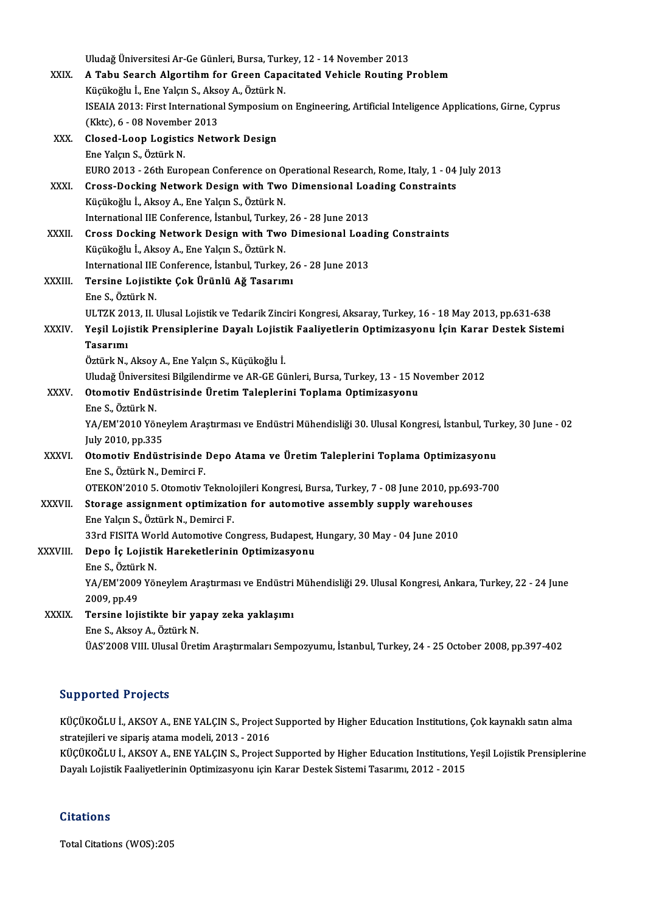Uludağ Üniversitesi Ar-Ge Günleri, Bursa, Turkey, 12 - 14 November 2013

XXIX. **A Tabu Search Algortihm for Green Capacitated Vehicle Routing Problem**
Küçükoğlu İ., Ene Yalçın S., Aksoy A., Öztürk N.
ISEAIA 2013: First International Symposium on Engineering, Artificial Inteligence Applications, Girne, Cyprus (Kktc), 6 - 08 November 2013

XXX. **Closed-Loop Logistics Network Design**
Ene Yalçın S., Öztürk N.
EURO 2013 - 26th European Conference on Operational Research, Rome, Italy, 1 - 04 July 2013

XXXI. **Cross-Docking Network Design with Two Dimensional Loading Constraints**
Küçükoğlu İ., Aksoy A., Ene Yalçın S., Öztürk N.
International IIE Conference, İstanbul, Turkey, 26 - 28 June 2013

XXXII. **Cross Docking Network Design with Two Dimesional Loading Constraints**
Küçükoğlu İ., Aksoy A., Ene Yalçın S., Öztürk N.
International IIE Conference, İstanbul, Turkey, 26 - 28 June 2013

XXXIII. **Tersine Lojistikte Çok Ürünlü Ağ Tasarımı**
Ene S., Öztürk N.
ULTZK 2013, II. Ulusal Lojistik ve Tedarik Zinciri Kongresi, Aksaray, Turkey, 16 - 18 May 2013, pp.631-638

XXXIV. **Yeşil Lojistik Prensiplerine Dayalı Lojistik Faaliyetlerin Optimizasyonu İçin Karar Destek Sistemi Tasarımı**
Öztürk N., Aksoy A., Ene Yalçın S., Küçükoğlu İ.
Uludağ Üniversitesi Bilgilendirme ve AR-GE Günleri, Bursa, Turkey, 13 - 15 November 2012

XXXV. **Otomotiv Endüstrisinde Üretim Taleplerini Toplama Optimizasyonu**
Ene S., Öztürk N.
YA/EM'2010 Yöneylem Araştırması ve Endüstri Mühendisliği 30. Ulusal Kongresi, İstanbul, Turkey, 30 June - 02 July 2010, pp.335

XXXVI. **Otomotiv Endüstrisinde Depo Atama ve Üretim Taleplerini Toplama Optimizasyonu**
Ene S., Öztürk N., Demirci F.
OTEKON'2010 5. Otomotiv Teknolojileri Kongresi, Bursa, Turkey, 7 - 08 June 2010, pp.693-700

XXXVII. **Storage assignment optimization for automotive assembly supply warehouses**
Ene Yalçın S., Öztürk N., Demirci F.
33rd FISITA World Automotive Congress, Budapest, Hungary, 30 May - 04 June 2010

XXXVIII. **Depo İç Lojistik Hareketlerinin Optimizasyonu**
Ene S., Öztürk N.
YA/EM'2009 Yöneylem Araştırması ve Endüstri Mühendisliği 29. Ulusal Kongresi, Ankara, Turkey, 22 - 24 June 2009, pp.49

XXXIX. **Tersine lojistikte bir yapay zeka yaklaşımı**
Ene S., Aksoy A., Öztürk N.
ÜAS'2008 VIII. Ulusal Üretim Araştırmaları Sempozyumu, İstanbul, Turkey, 24 - 25 October 2008, pp.397-402

## Supported Projects

KÜÇÜKOĞLU İ., AKSOY A., ENE YALÇIN S., Project Supported by Higher Education Institutions, Çok kaynaklı satın alma stratejileri ve sipariş atama modeli, 2013 - 2016

KÜÇÜKOĞLU İ., AKSOY A., ENE YALÇIN S., Project Supported by Higher Education Institutions, Yeşil Lojistik Prensiplerine Dayalı Lojistik Faaliyetlerinin Optimizasyonu için Karar Destek Sistemi Tasarımı, 2012 - 2015

## Citations

Total Citations (WOS):205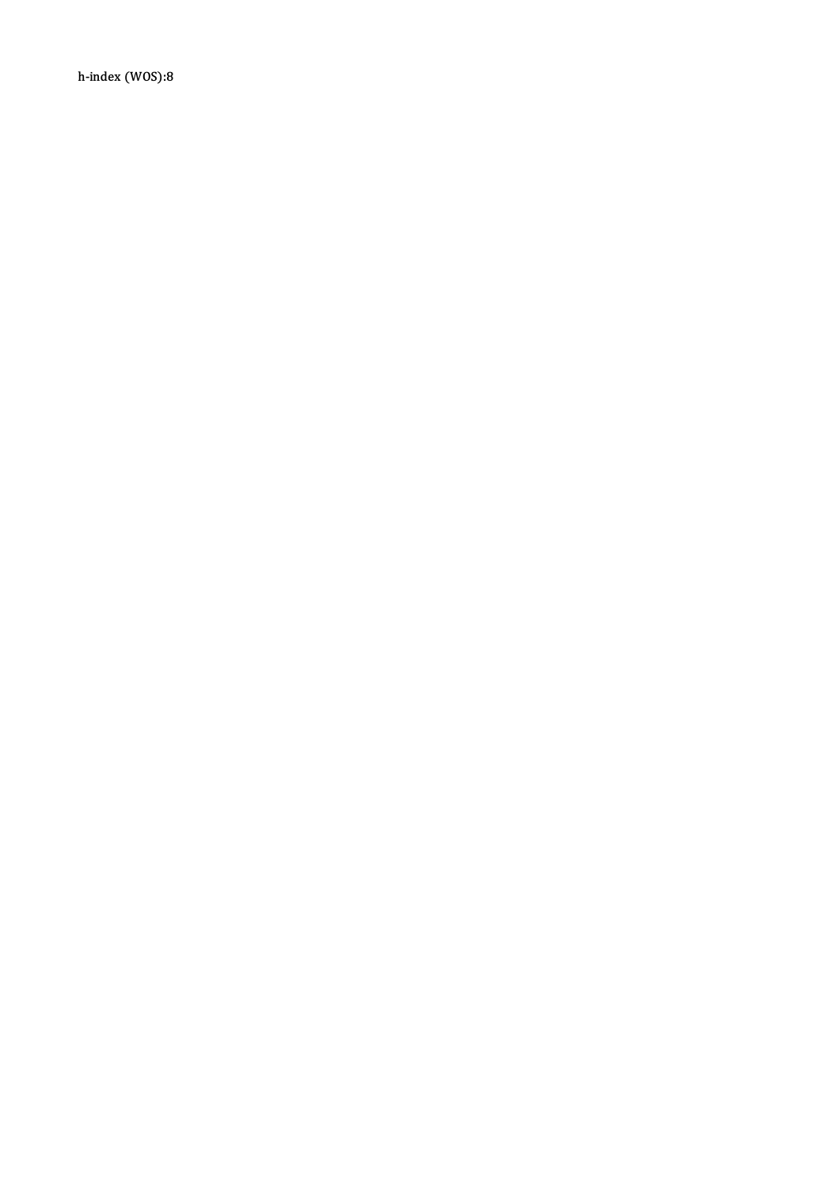h-index (WOS):8